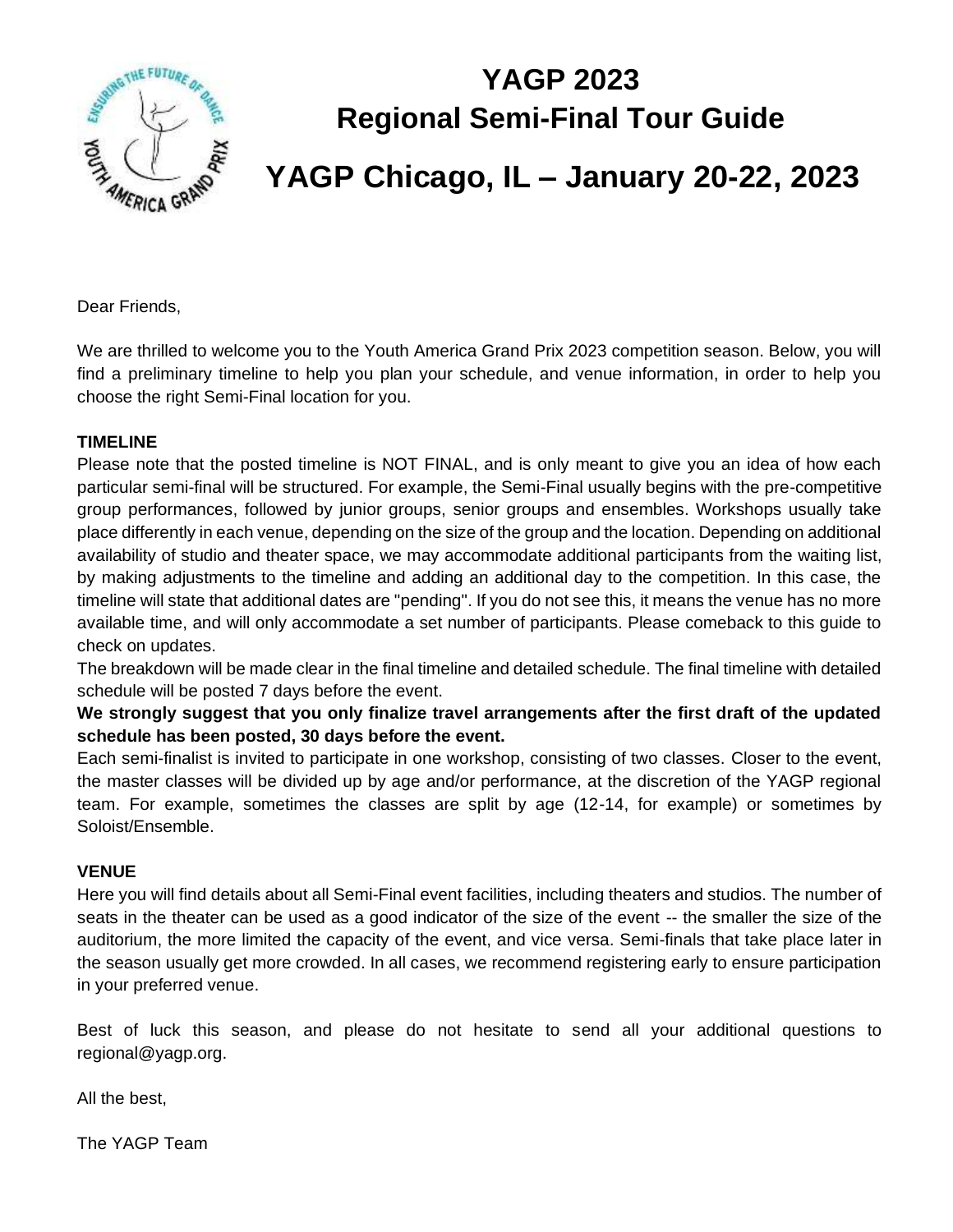# YAGP 2023
# Regional Semi-Final Tour Guide
# YAGP Chicago, IL – January 20-22, 2023

Dear Friends,

We are thrilled to welcome you to the Youth America Grand Prix 2023 competition season. Below, you will find a preliminary timeline to help you plan your schedule, and venue information, in order to help you choose the right Semi-Final location for you.

**TIMELINE**

Please note that the posted timeline is NOT FINAL, and is only meant to give you an idea of how each particular semi-final will be structured. For example, the Semi-Final usually begins with the pre-competitive group performances, followed by junior groups, senior groups and ensembles. Workshops usually take place differently in each venue, depending on the size of the group and the location. Depending on additional availability of studio and theater space, we may accommodate additional participants from the waiting list, by making adjustments to the timeline and adding an additional day to the competition. In this case, the timeline will state that additional dates are "pending". If you do not see this, it means the venue has no more available time, and will only accommodate a set number of participants. Please comeback to this guide to check on updates.

The breakdown will be made clear in the final timeline and detailed schedule. The final timeline with detailed schedule will be posted 7 days before the event.

**We strongly suggest that you only finalize travel arrangements after the first draft of the updated schedule has been posted, 30 days before the event.**

Each semi-finalist is invited to participate in one workshop, consisting of two classes. Closer to the event, the master classes will be divided up by age and/or performance, at the discretion of the YAGP regional team. For example, sometimes the classes are split by age (12-14, for example) or sometimes by Soloist/Ensemble.

**VENUE**

Here you will find details about all Semi-Final event facilities, including theaters and studios. The number of seats in the theater can be used as a good indicator of the size of the event -- the smaller the size of the auditorium, the more limited the capacity of the event, and vice versa. Semi-finals that take place later in the season usually get more crowded. In all cases, we recommend registering early to ensure participation in your preferred venue.

Best of luck this season, and please do not hesitate to send all your additional questions to regional@yagp.org.

All the best,

The YAGP Team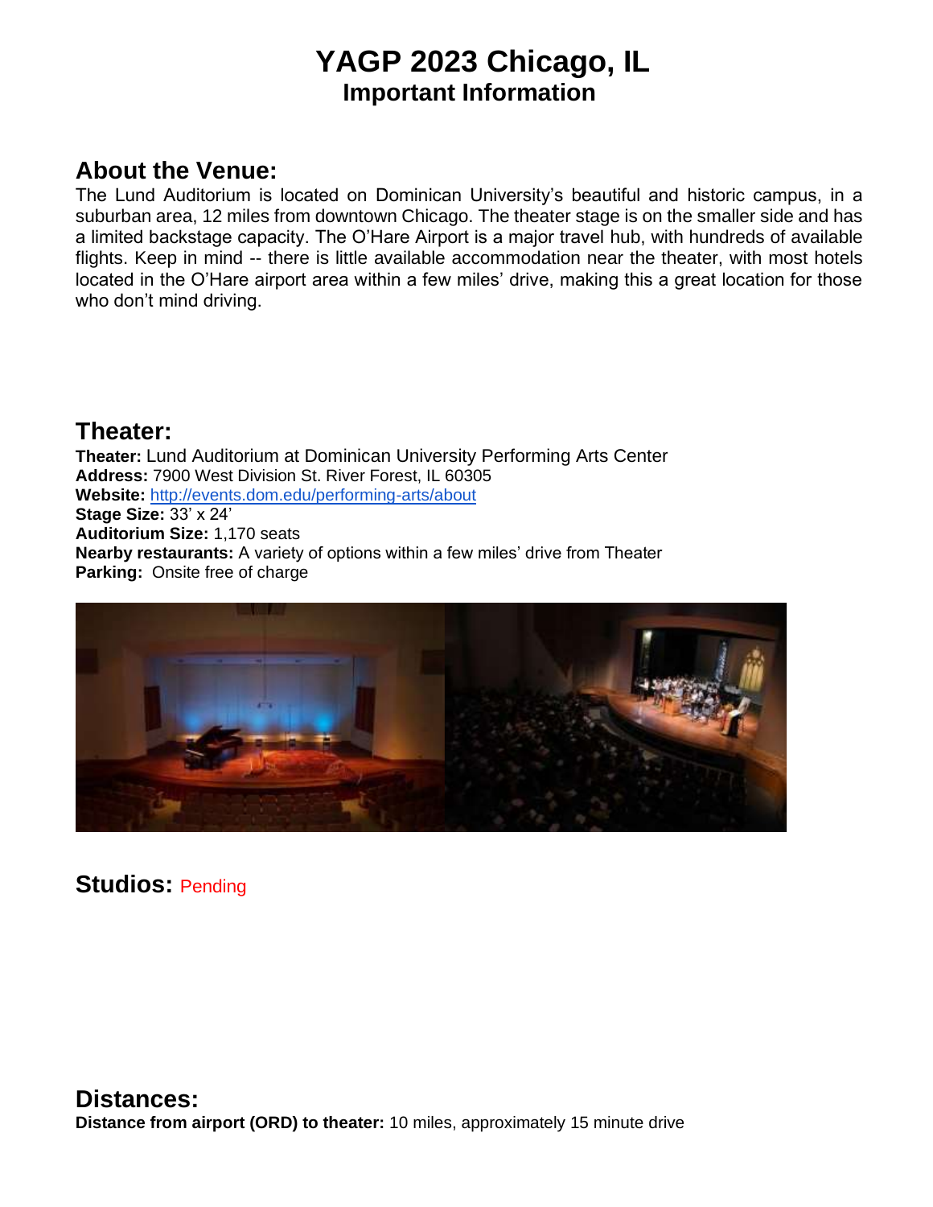# YAGP 2023 Chicago, IL
## Important Information

## About the Venue:

The Lund Auditorium is located on Dominican University's beautiful and historic campus, in a suburban area, 12 miles from downtown Chicago. The theater stage is on the smaller side and has a limited backstage capacity. The O'Hare Airport is a major travel hub, with hundreds of available flights. Keep in mind -- there is little available accommodation near the theater, with most hotels located in the O'Hare airport area within a few miles' drive, making this a great location for those who don't mind driving.

## Theater:

**Theater:** Lund Auditorium at Dominican University Performing Arts Center
**Address:** 7900 West Division St. River Forest, IL 60305
**Website:** [http://events.dom.edu/performing-arts/about](http://events.dom.edu/performing-arts/about)
**Stage Size:** 33' x 24'
**Auditorium Size:** 1,170 seats
**Nearby restaurants:** A variety of options within a few miles' drive from Theater
**Parking:** Onsite free of charge

## Studios: Pending

## Distances:

**Distance from airport (ORD) to theater:** 10 miles, approximately 15 minute drive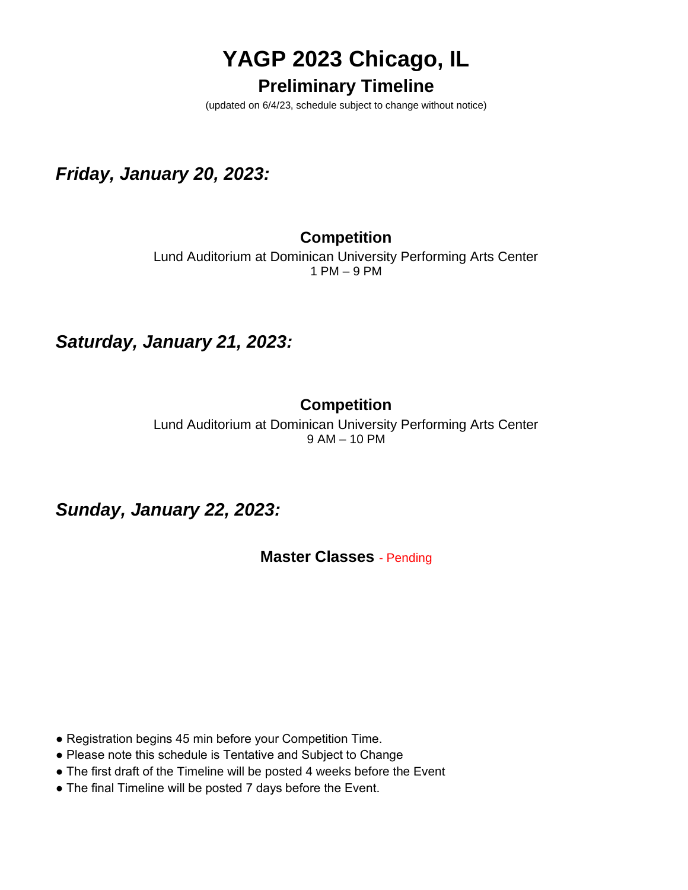# YAGP 2023 Chicago, IL

## Preliminary Timeline

(updated on 6/4/23, schedule subject to change without notice)

### *Friday, January 20, 2023:*

**Competition**

Lund Auditorium at Dominican University Performing Arts Center
1 PM – 9 PM

### *Saturday, January 21, 2023:*

**Competition**

Lund Auditorium at Dominican University Performing Arts Center
9 AM – 10 PM

### *Sunday, January 22, 2023:*

**Master Classes** - Pending

- Registration begins 45 min before your Competition Time.
- Please note this schedule is Tentative and Subject to Change
- The first draft of the Timeline will be posted 4 weeks before the Event
- The final Timeline will be posted 7 days before the Event.